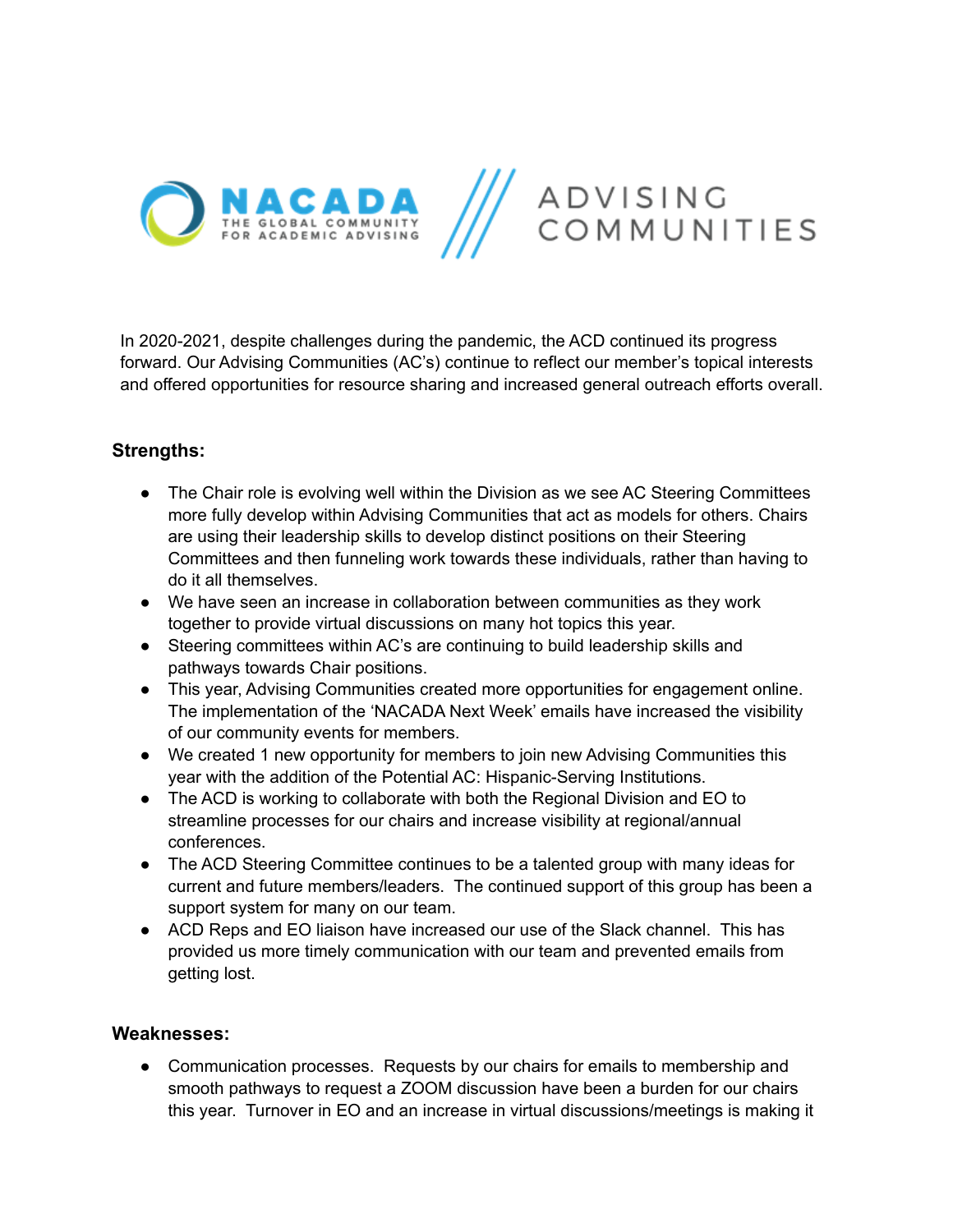In 2020-2021, despite challenges during the pandemic, the ACD continued its progress forward. Our Advising Communities (AC's) continue to reflect our member's topical interests and offered opportunities for resource sharing and increased general outreach efforts overall.

**Strengths:**

- The Chair role is evolving well within the Division as we see AC Steering Committees more fully develop within Advising Communities that act as models for others. Chairs are using their leadership skills to develop distinct positions on their Steering Committees and then funneling work towards these individuals, rather than having to do it all themselves.
- We have seen an increase in collaboration between communities as they work together to provide virtual discussions on many hot topics this year.
- Steering committees within AC's are continuing to build leadership skills and pathways towards Chair positions.
- This year, Advising Communities created more opportunities for engagement online. The implementation of the 'NACADA Next Week' emails have increased the visibility of our community events for members.
- We created 1 new opportunity for members to join new Advising Communities this year with the addition of the Potential AC: Hispanic-Serving Institutions.
- The ACD is working to collaborate with both the Regional Division and EO to streamline processes for our chairs and increase visibility at regional/annual conferences.
- The ACD Steering Committee continues to be a talented group with many ideas for current and future members/leaders. The continued support of this group has been a support system for many on our team.
- ACD Reps and EO liaison have increased our use of the Slack channel. This has provided us more timely communication with our team and prevented emails from getting lost.

**Weaknesses:**

- Communication processes. Requests by our chairs for emails to membership and smooth pathways to request a ZOOM discussion have been a burden for our chairs this year. Turnover in EO and an increase in virtual discussions/meetings is making it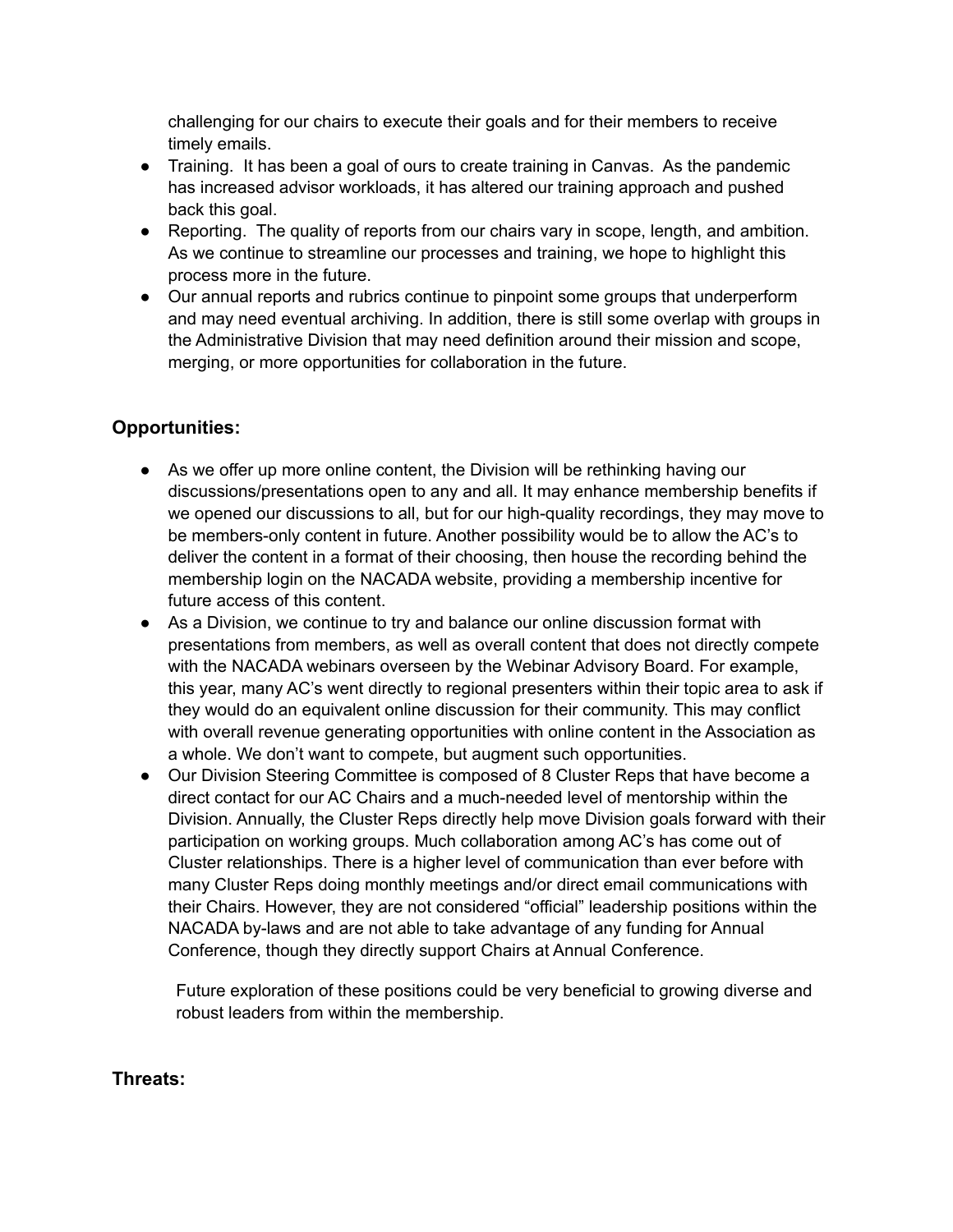challenging for our chairs to execute their goals and for their members to receive timely emails.

- Training. It has been a goal of ours to create training in Canvas. As the pandemic has increased advisor workloads, it has altered our training approach and pushed back this goal.
- Reporting. The quality of reports from our chairs vary in scope, length, and ambition. As we continue to streamline our processes and training, we hope to highlight this process more in the future.
- Our annual reports and rubrics continue to pinpoint some groups that underperform and may need eventual archiving. In addition, there is still some overlap with groups in the Administrative Division that may need definition around their mission and scope, merging, or more opportunities for collaboration in the future.

### Opportunities:

- As we offer up more online content, the Division will be rethinking having our discussions/presentations open to any and all. It may enhance membership benefits if we opened our discussions to all, but for our high-quality recordings, they may move to be members-only content in future. Another possibility would be to allow the AC's to deliver the content in a format of their choosing, then house the recording behind the membership login on the NACADA website, providing a membership incentive for future access of this content.
- As a Division, we continue to try and balance our online discussion format with presentations from members, as well as overall content that does not directly compete with the NACADA webinars overseen by the Webinar Advisory Board. For example, this year, many AC's went directly to regional presenters within their topic area to ask if they would do an equivalent online discussion for their community. This may conflict with overall revenue generating opportunities with online content in the Association as a whole. We don't want to compete, but augment such opportunities.
- Our Division Steering Committee is composed of 8 Cluster Reps that have become a direct contact for our AC Chairs and a much-needed level of mentorship within the Division. Annually, the Cluster Reps directly help move Division goals forward with their participation on working groups. Much collaboration among AC's has come out of Cluster relationships. There is a higher level of communication than ever before with many Cluster Reps doing monthly meetings and/or direct email communications with their Chairs. However, they are not considered "official" leadership positions within the NACADA by-laws and are not able to take advantage of any funding for Annual Conference, though they directly support Chairs at Annual Conference.

  Future exploration of these positions could be very beneficial to growing diverse and robust leaders from within the membership.

### Threats: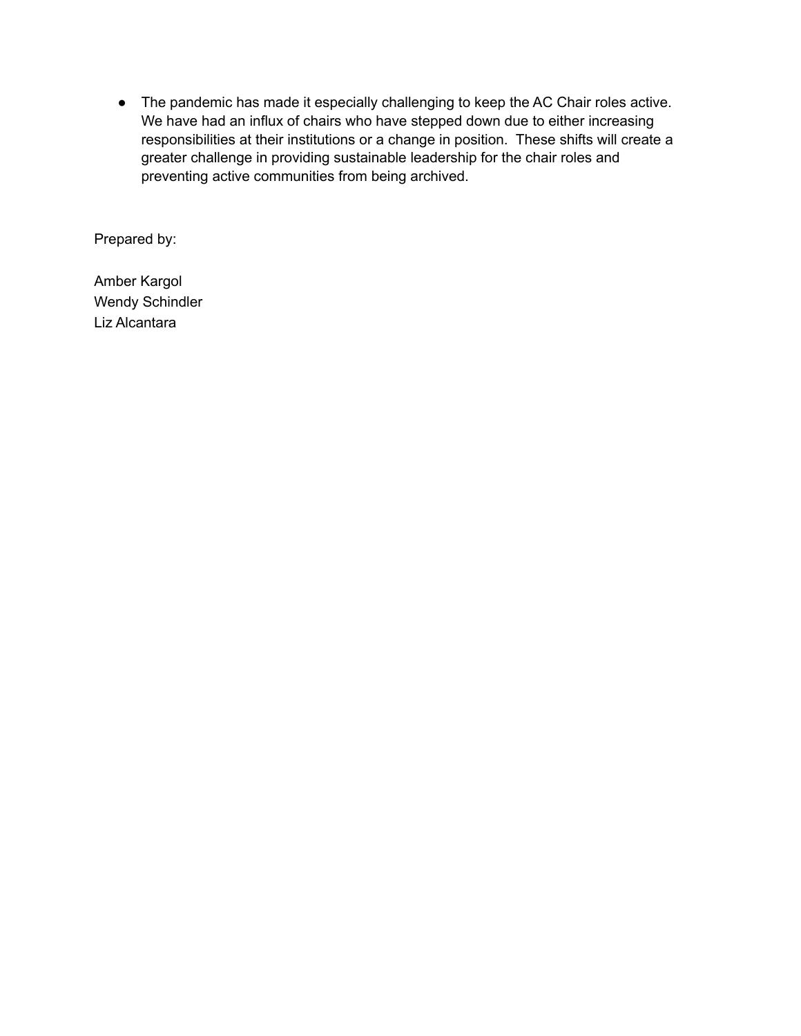- The pandemic has made it especially challenging to keep the AC Chair roles active. We have had an influx of chairs who have stepped down due to either increasing responsibilities at their institutions or a change in position. These shifts will create a greater challenge in providing sustainable leadership for the chair roles and preventing active communities from being archived.

Prepared by:

Amber Kargol
Wendy Schindler
Liz Alcantara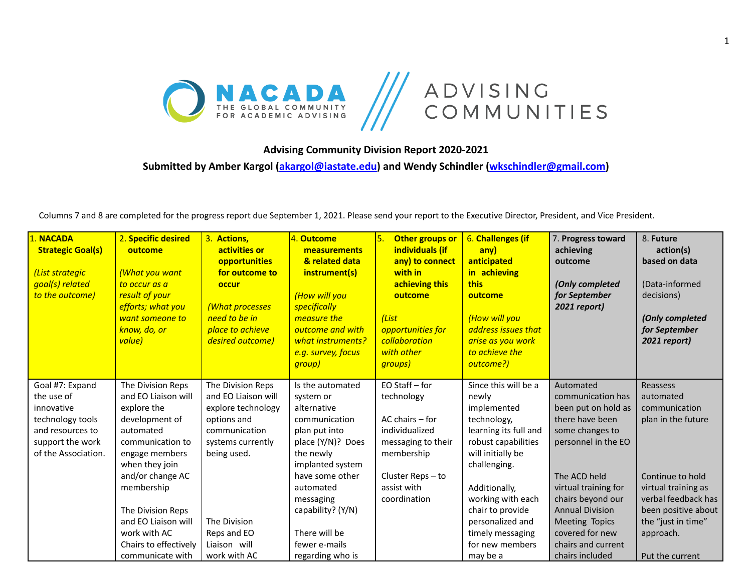**Advising Community Division Report 2020-2021**

**Submitted by Amber Kargol (akargol@iastate.edu) and Wendy Schindler (wkschindler@gmail.com)**

Columns 7 and 8 are completed for the progress report due September 1, 2021. Please send your report to the Executive Director, President, and Vice President.

| 1. **NACADA Strategic Goal(s)** *(List strategic goal(s) related to the outcome)* | 2. **Specific desired outcome** *(What you want to occur as a result of your efforts; what you want someone to know, do, or value)* | 3. **Actions, activities or opportunities for outcome to occur** *(What processes need to be in place to achieve desired outcome)* | 4. **Outcome measurements & related data instrument(s)** *(How will you specifically measure the outcome and with what instruments? e.g. survey, focus group)* | 5. **Other groups or individuals (if any) to connect with in achieving this outcome** *(List opportunities for collaboration with other groups)* | 6. **Challenges (if any) anticipated in achieving this outcome** *(How will you address issues that arise as you work to achieve the outcome?)* | 7. **Progress toward achieving outcome** ***(Only completed for September 2021 report)*** | 8. **Future action(s) based on data** (Data-informed decisions) ***(Only completed for September 2021 report)*** |
|---|---|---|---|---|---|---|---|
| Goal #7: Expand the use of innovative technology tools and resources to support the work of the Association. | The Division Reps and EO Liaison will explore the development of automated communication to engage members when they join and/or change AC membership<br><br>The Division Reps and EO Liaison will work with AC Chairs to effectively communicate with | The Division Reps and EO Liaison will explore technology options and communication systems currently being used.<br><br>The Division Reps and EO Liaison will work with AC | Is the automated system or alternative communication plan put into place (Y/N)? Does the newly implanted system have some other automated messaging capability? (Y/N)<br><br>There will be fewer e-mails regarding who is | EO Staff – for technology<br><br>AC chairs – for individualized messaging to their membership<br><br>Cluster Reps – to assist with coordination | Since this will be a newly implemented technology, learning its full and robust capabilities will initially be challenging.<br><br>Additionally, working with each chair to provide personalized and timely messaging for new members may be a | Automated communication has been put on hold as there have been some changes to personnel in the EO<br><br>The ACD held virtual training for chairs beyond our Annual Division Meeting Topics covered for new chairs and current chairs included | Reassess automated communication plan in the future<br><br>Continue to hold virtual training as verbal feedback has been positive about the "just in time" approach.<br><br>Put the current |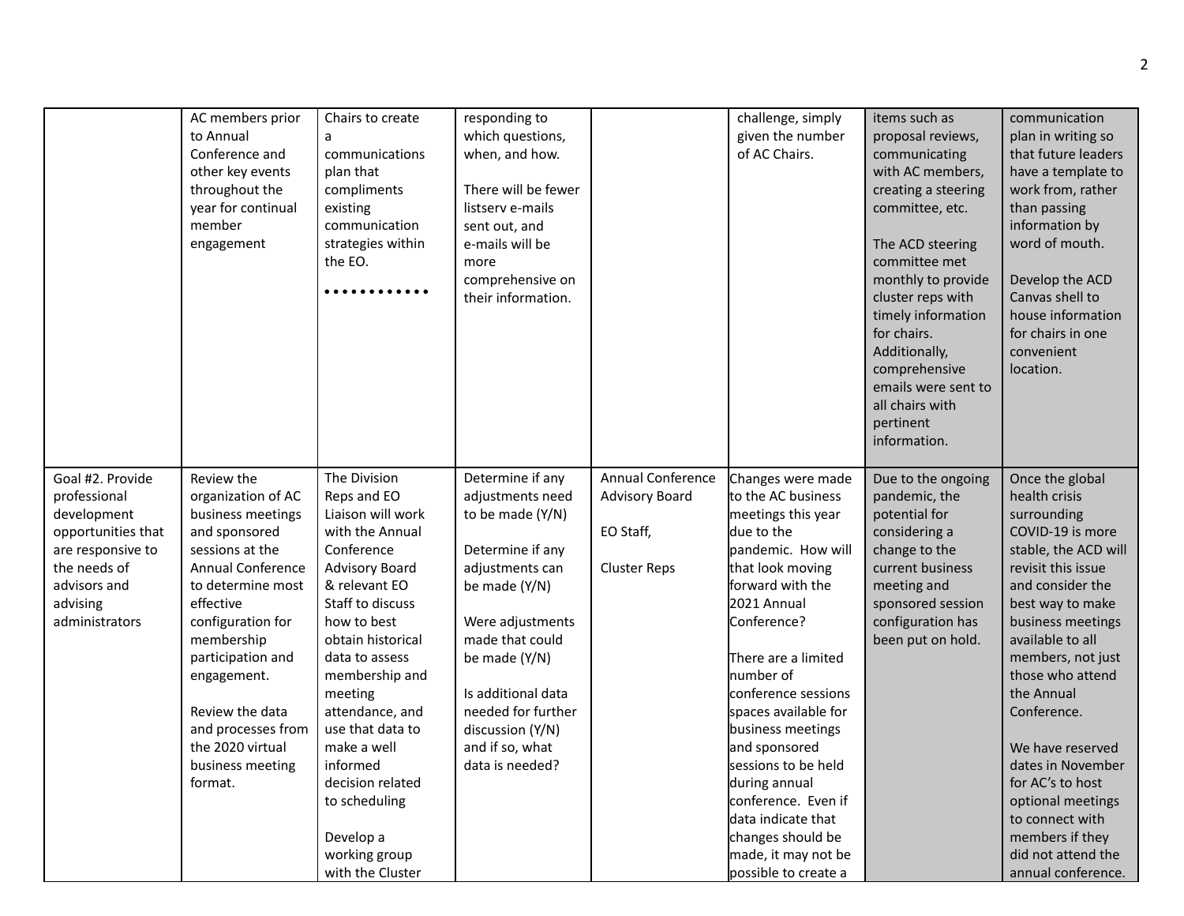| | | | | | | | |
|---|---|---|---|---|---|---|---|
| | AC members prior to Annual Conference and other key events throughout the year for continual member engagement | Chairs to create a communications plan that compliments existing communication strategies within the EO. | responding to which questions, when, and how.<br><br>There will be fewer listserv e-mails sent out, and e-mails will be more comprehensive on their information. | | challenge, simply given the number of AC Chairs. | items such as proposal reviews, communicating with AC members, creating a steering committee, etc.<br><br>The ACD steering committee met monthly to provide cluster reps with timely information for chairs. Additionally, comprehensive emails were sent to all chairs with pertinent information. | communication plan in writing so that future leaders have a template to work from, rather than passing information by word of mouth.<br><br>Develop the ACD Canvas shell to house information for chairs in one convenient location. |
| Goal #2. Provide professional development opportunities that are responsive to the needs of advisors and advising administrators | Review the organization of AC business meetings and sponsored sessions at the Annual Conference to determine most effective configuration for membership participation and engagement.<br><br>Review the data and processes from the 2020 virtual business meeting format. | The Division Reps and EO Liaison will work with the Annual Conference Advisory Board & relevant EO Staff to discuss how to best obtain historical data to assess membership and meeting attendance, and use that data to make a well informed decision related to scheduling<br><br>Develop a working group with the Cluster | Determine if any adjustments need to be made (Y/N)<br><br>Determine if any adjustments can be made (Y/N)<br><br>Were adjustments made that could be made (Y/N)<br><br>Is additional data needed for further discussion (Y/N) and if so, what data is needed? | Annual Conference Advisory Board<br><br>EO Staff,<br><br>Cluster Reps | Changes were made to the AC business meetings this year due to the pandemic. How will that look moving forward with the 2021 Annual Conference?<br><br>There are a limited number of conference sessions spaces available for business meetings and sponsored sessions to be held during annual conference. Even if data indicate that changes should be made, it may not be possible to create a | Due to the ongoing pandemic, the potential for considering a change to the current business meeting and sponsored session configuration has been put on hold. | Once the global health crisis surrounding COVID-19 is more stable, the ACD will revisit this issue and consider the best way to make business meetings available to all members, not just those who attend the Annual Conference.<br><br>We have reserved dates in November for AC's to host optional meetings to connect with members if they did not attend the annual conference. |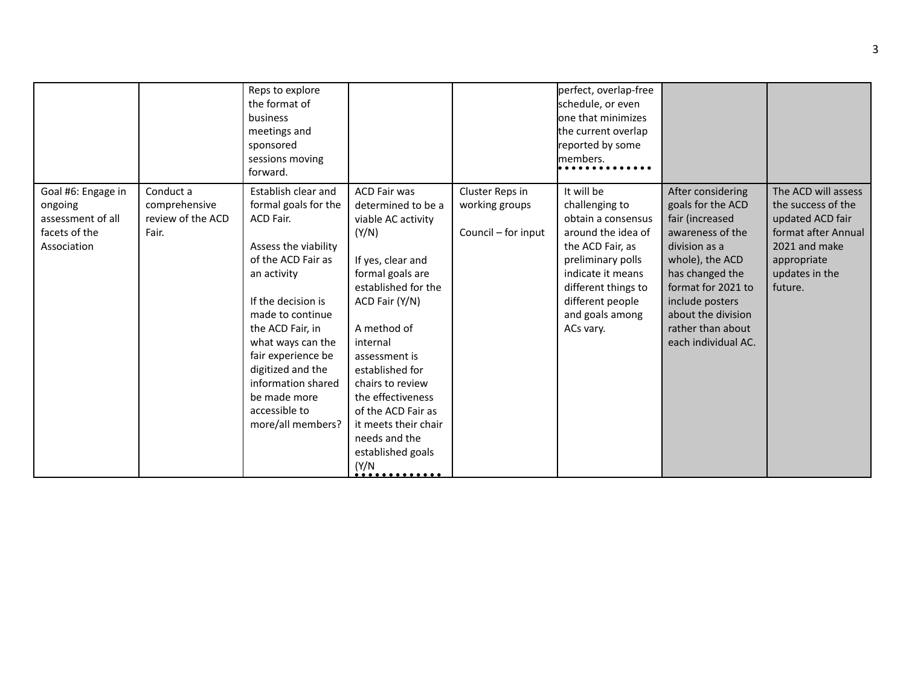| | | | | | | | |
|---|---|---|---|---|---|---|---|
| | | Reps to explore the format of business meetings and sponsored sessions moving forward. | | | perfect, overlap-free schedule, or even one that minimizes the current overlap reported by some members. | | |
| Goal #6: Engage in ongoing assessment of all facets of the Association | Conduct a comprehensive review of the ACD Fair. | Establish clear and formal goals for the ACD Fair.<br><br>Assess the viability of the ACD Fair as an activity<br><br>If the decision is made to continue the ACD Fair, in what ways can the fair experience be digitized and the information shared be made more accessible to more/all members? | ACD Fair was determined to be a viable AC activity (Y/N)<br><br>If yes, clear and formal goals are established for the ACD Fair (Y/N)<br><br>A method of internal assessment is established for chairs to review the effectiveness of the ACD Fair as it meets their chair needs and the established goals (Y/N | Cluster Reps in working groups<br><br>Council – for input | It will be challenging to obtain a consensus around the idea of the ACD Fair, as preliminary polls indicate it means different things to different people and goals among ACs vary. | After considering goals for the ACD fair (increased awareness of the division as a whole), the ACD has changed the format for 2021 to include posters about the division rather than about each individual AC. | The ACD will assess the success of the updated ACD fair format after Annual 2021 and make appropriate updates in the future. |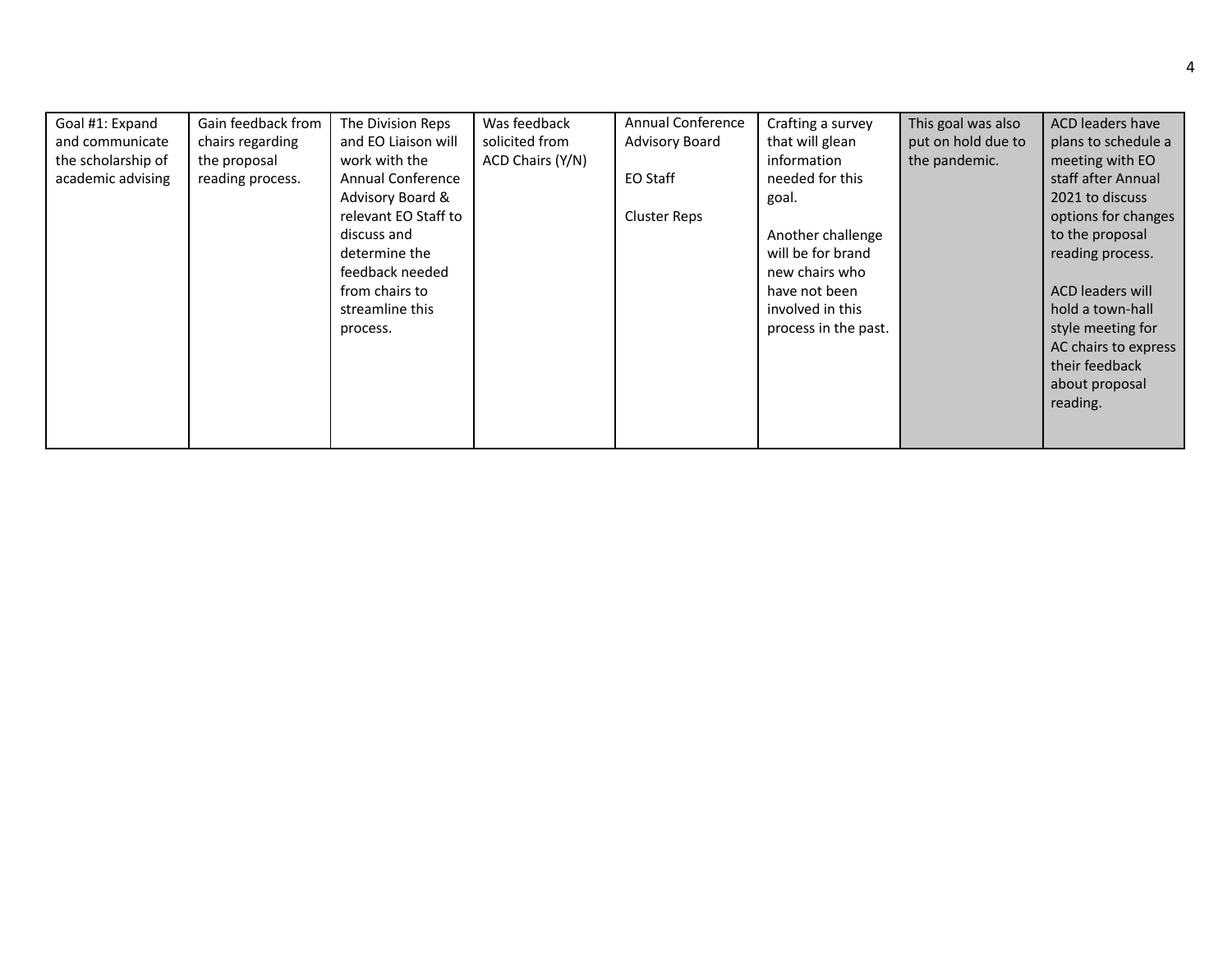| | | | | | | | |
|---|---|---|---|---|---|---|---|
| Goal #1: Expand and communicate the scholarship of academic advising | Gain feedback from chairs regarding the proposal reading process. | The Division Reps and EO Liaison will work with the Annual Conference Advisory Board & relevant EO Staff to discuss and determine the feedback needed from chairs to streamline this process. | Was feedback solicited from ACD Chairs (Y/N) | Annual Conference Advisory Board<br><br>EO Staff<br><br>Cluster Reps | Crafting a survey that will glean information needed for this goal.<br><br>Another challenge will be for brand new chairs who have not been involved in this process in the past. | This goal was also put on hold due to the pandemic. | ACD leaders have plans to schedule a meeting with EO staff after Annual 2021 to discuss options for changes to the proposal reading process.<br><br>ACD leaders will hold a town-hall style meeting for AC chairs to express their feedback about proposal reading. |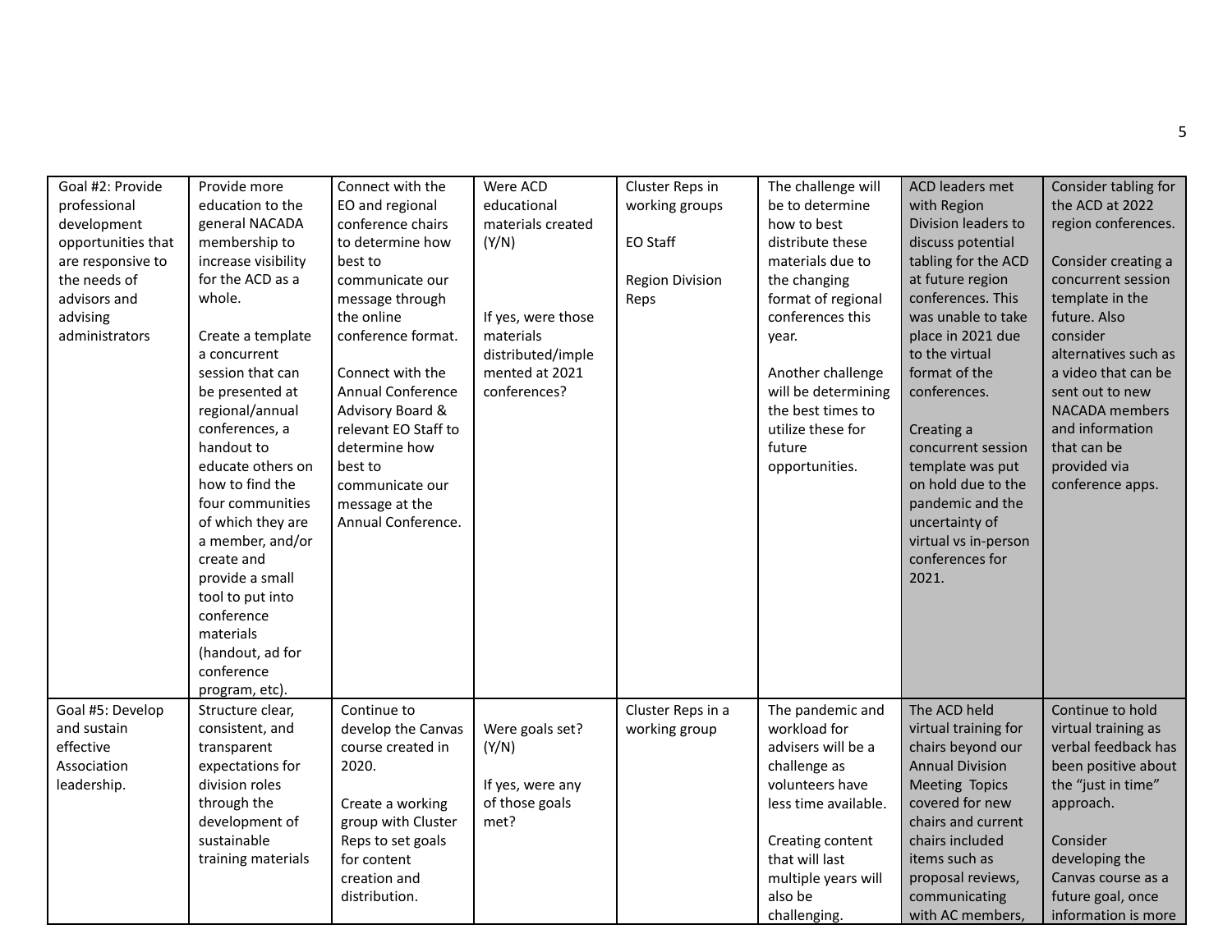| Goal #2: Provide professional development opportunities that are responsive to the needs of advisors and advising administrators | Provide more education to the general NACADA membership to increase visibility for the ACD as a whole.<br><br>Create a template a concurrent session that can be presented at regional/annual conferences, a handout to educate others on how to find the four communities of which they are a member, and/or create and provide a small tool to put into conference materials (handout, ad for conference program, etc). | Connect with the EO and regional conference chairs to determine how best to communicate our message through the online conference format.<br><br>Connect with the Annual Conference Advisory Board & relevant EO Staff to determine how best to communicate our message at the Annual Conference. | Were ACD educational materials created (Y/N)<br><br>If yes, were those materials distributed/implemented at 2021 conferences? | Cluster Reps in working groups<br><br>EO Staff<br><br>Region Division Reps | The challenge will be to determine how to best distribute these materials due to the changing format of regional conferences this year.<br><br>Another challenge will be determining the best times to utilize these for future opportunities. | ACD leaders met with Region Division leaders to discuss potential tabling for the ACD at future region conferences. This was unable to take place in 2021 due to the virtual format of the conferences.<br><br>Creating a concurrent session template was put on hold due to the pandemic and the uncertainty of virtual vs in-person conferences for 2021. | Consider tabling for the ACD at 2022 region conferences.<br><br>Consider creating a concurrent session template in the future. Also consider alternatives such as a video that can be sent out to new NACADA members and information that can be provided via conference apps. |
|---|---|---|---|---|---|---|---|
| Goal #5: Develop and sustain effective Association leadership. | Structure clear, consistent, and transparent expectations for division roles through the development of sustainable training materials | Continue to develop the Canvas course created in 2020.<br><br>Create a working group with Cluster Reps to set goals for content creation and distribution. | Were goals set? (Y/N)<br><br>If yes, were any of those goals met? | Cluster Reps in a working group | The pandemic and workload for advisers will be a challenge as volunteers have less time available.<br><br>Creating content that will last multiple years will also be challenging. | The ACD held virtual training for chairs beyond our Annual Division Meeting Topics covered for new chairs and current chairs included items such as proposal reviews, communicating with AC members, | Continue to hold virtual training as verbal feedback has been positive about the "just in time" approach.<br><br>Consider developing the Canvas course as a future goal, once information is more |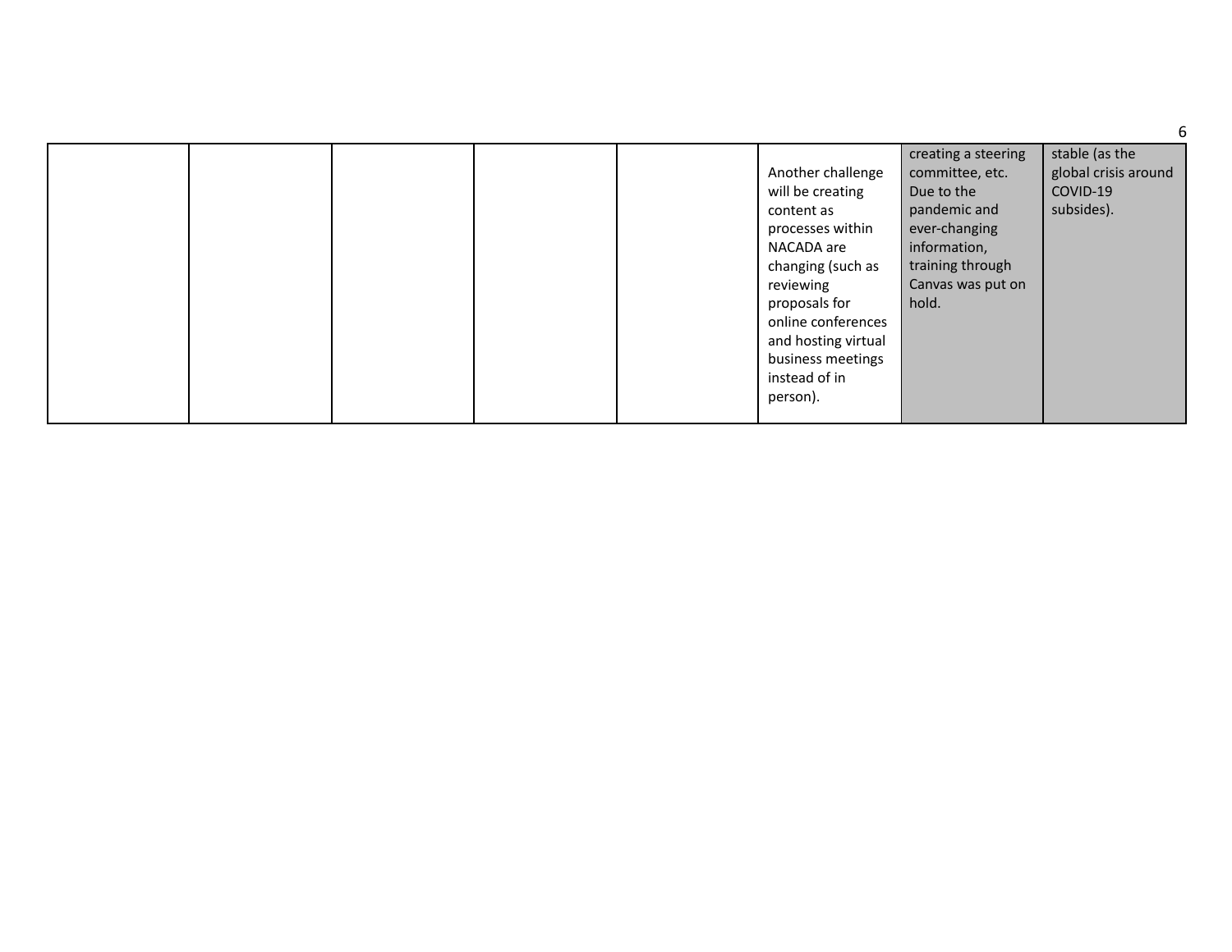| | | | | | | | |
|---|---|---|---|---|---|---|---|
| | | | | | Another challenge will be creating content as processes within NACADA are changing (such as reviewing proposals for online conferences and hosting virtual business meetings instead of in person). | creating a steering committee, etc. Due to the pandemic and ever-changing information, training through Canvas was put on hold. | stable (as the global crisis around COVID-19 subsides). |